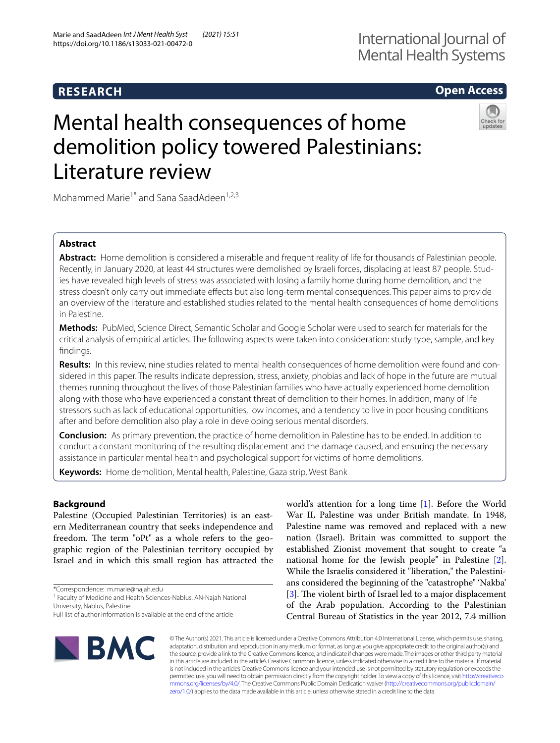**RESEARCH** **Open Access**

# Mental health consequences of home demolition policy towered Palestinians: Literature review

Mohammed Marie[1*] and Sana SaadAdeen[1,2,3]

## Abstract

**Abstract:** Home demolition is considered a miserable and frequent reality of life for thousands of Palestinian people. Recently, in January 2020, at least 44 structures were demolished by Israeli forces, displacing at least 87 people. Studies have revealed high levels of stress was associated with losing a family home during home demolition, and the stress doesn't only carry out immediate effects but also long-term mental consequences. This paper aims to provide an overview of the literature and established studies related to the mental health consequences of home demolitions in Palestine.

**Methods:** PubMed, Science Direct, Semantic Scholar and Google Scholar were used to search for materials for the critical analysis of empirical articles. The following aspects were taken into consideration: study type, sample, and key findings.

**Results:** In this review, nine studies related to mental health consequences of home demolition were found and considered in this paper. The results indicate depression, stress, anxiety, phobias and lack of hope in the future are mutual themes running throughout the lives of those Palestinian families who have actually experienced home demolition along with those who have experienced a constant threat of demolition to their homes. In addition, many of life stressors such as lack of educational opportunities, low incomes, and a tendency to live in poor housing conditions after and before demolition also play a role in developing serious mental disorders.

**Conclusion:** As primary prevention, the practice of home demolition in Palestine has to be ended. In addition to conduct a constant monitoring of the resulting displacement and the damage caused, and ensuring the necessary assistance in particular mental health and psychological support for victims of home demolitions.

**Keywords:** Home demolition, Mental health, Palestine, Gaza strip, West Bank

## Background

Palestine (Occupied Palestinian Territories) is an eastern Mediterranean country that seeks independence and freedom. The term "oPt" as a whole refers to the geographic region of the Palestinian territory occupied by Israel and in which this small region has attracted the world's attention for a long time [1]. Before the World War II, Palestine was under British mandate. In 1948, Palestine name was removed and replaced with a new nation (Israel). Britain was committed to support the established Zionist movement that sought to create "a national home for the Jewish people" in Palestine [2]. While the Israelis considered it "liberation," the Palestinians considered the beginning of the "catastrophe" 'Nakba' [3]. The violent birth of Israel led to a major displacement of the Arab population. According to the Palestinian Central Bureau of Statistics in the year 2012, 7.4 million

*Correspondence: m.marie@najah.edu

[1] Faculty of Medicine and Health Sciences-Nablus, AN-Najah National University, Nablus, Palestine

Full list of author information is available at the end of the article

© The Author(s) 2021. This article is licensed under a Creative Commons Attribution 4.0 International License, which permits use, sharing, adaptation, distribution and reproduction in any medium or format, as long as you give appropriate credit to the original author(s) and the source, provide a link to the Creative Commons licence, and indicate if changes were made. The images or other third party material in this article are included in the article's Creative Commons licence, unless indicated otherwise in a credit line to the material. If material is not included in the article's Creative Commons licence and your intended use is not permitted by statutory regulation or exceeds the permitted use, you will need to obtain permission directly from the copyright holder. To view a copy of this licence, visit http://creativecommons.org/licenses/by/4.0/. The Creative Commons Public Domain Dedication waiver (http://creativecommons.org/publicdomain/zero/1.0/) applies to the data made available in this article, unless otherwise stated in a credit line to the data.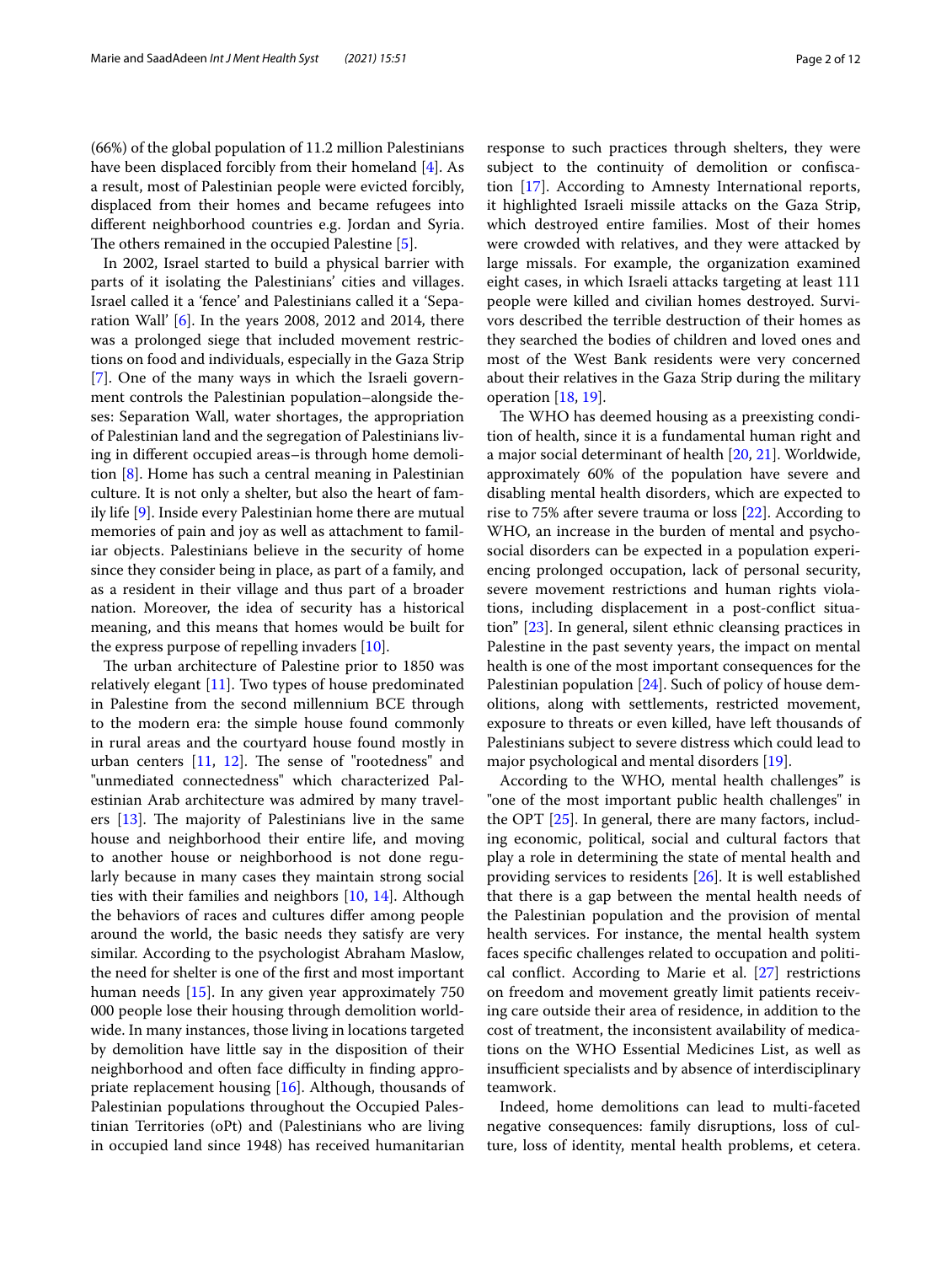(66%) of the global population of 11.2 million Palestinians have been displaced forcibly from their homeland [4]. As a result, most of Palestinian people were evicted forcibly, displaced from their homes and became refugees into different neighborhood countries e.g. Jordan and Syria. The others remained in the occupied Palestine [5].

In 2002, Israel started to build a physical barrier with parts of it isolating the Palestinians' cities and villages. Israel called it a 'fence' and Palestinians called it a 'Separation Wall' [6]. In the years 2008, 2012 and 2014, there was a prolonged siege that included movement restrictions on food and individuals, especially in the Gaza Strip [7]. One of the many ways in which the Israeli government controls the Palestinian population–alongside theses: Separation Wall, water shortages, the appropriation of Palestinian land and the segregation of Palestinians living in different occupied areas–is through home demolition [8]. Home has such a central meaning in Palestinian culture. It is not only a shelter, but also the heart of family life [9]. Inside every Palestinian home there are mutual memories of pain and joy as well as attachment to familiar objects. Palestinians believe in the security of home since they consider being in place, as part of a family, and as a resident in their village and thus part of a broader nation. Moreover, the idea of security has a historical meaning, and this means that homes would be built for the express purpose of repelling invaders [10].

The urban architecture of Palestine prior to 1850 was relatively elegant [11]. Two types of house predominated in Palestine from the second millennium BCE through to the modern era: the simple house found commonly in rural areas and the courtyard house found mostly in urban centers [11, 12]. The sense of "rootedness" and "unmediated connectedness" which characterized Palestinian Arab architecture was admired by many travelers [13]. The majority of Palestinians live in the same house and neighborhood their entire life, and moving to another house or neighborhood is not done regularly because in many cases they maintain strong social ties with their families and neighbors [10, 14]. Although the behaviors of races and cultures differ among people around the world, the basic needs they satisfy are very similar. According to the psychologist Abraham Maslow, the need for shelter is one of the first and most important human needs [15]. In any given year approximately 750 000 people lose their housing through demolition worldwide. In many instances, those living in locations targeted by demolition have little say in the disposition of their neighborhood and often face difficulty in finding appropriate replacement housing [16]. Although, thousands of Palestinian populations throughout the Occupied Palestinian Territories (oPt) and (Palestinians who are living in occupied land since 1948) has received humanitarian response to such practices through shelters, they were subject to the continuity of demolition or confiscation [17]. According to Amnesty International reports, it highlighted Israeli missile attacks on the Gaza Strip, which destroyed entire families. Most of their homes were crowded with relatives, and they were attacked by large missals. For example, the organization examined eight cases, in which Israeli attacks targeting at least 111 people were killed and civilian homes destroyed. Survivors described the terrible destruction of their homes as they searched the bodies of children and loved ones and most of the West Bank residents were very concerned about their relatives in the Gaza Strip during the military operation [18, 19].

The WHO has deemed housing as a preexisting condition of health, since it is a fundamental human right and a major social determinant of health [20, 21]. Worldwide, approximately 60% of the population have severe and disabling mental health disorders, which are expected to rise to 75% after severe trauma or loss [22]. According to WHO, an increase in the burden of mental and psychosocial disorders can be expected in a population experiencing prolonged occupation, lack of personal security, severe movement restrictions and human rights violations, including displacement in a post-conflict situation" [23]. In general, silent ethnic cleansing practices in Palestine in the past seventy years, the impact on mental health is one of the most important consequences for the Palestinian population [24]. Such of policy of house demolitions, along with settlements, restricted movement, exposure to threats or even killed, have left thousands of Palestinians subject to severe distress which could lead to major psychological and mental disorders [19].

According to the WHO, mental health challenges" is "one of the most important public health challenges" in the OPT [25]. In general, there are many factors, including economic, political, social and cultural factors that play a role in determining the state of mental health and providing services to residents [26]. It is well established that there is a gap between the mental health needs of the Palestinian population and the provision of mental health services. For instance, the mental health system faces specific challenges related to occupation and political conflict. According to Marie et al. [27] restrictions on freedom and movement greatly limit patients receiving care outside their area of residence, in addition to the cost of treatment, the inconsistent availability of medications on the WHO Essential Medicines List, as well as insufficient specialists and by absence of interdisciplinary teamwork.

Indeed, home demolitions can lead to multi-faceted negative consequences: family disruptions, loss of culture, loss of identity, mental health problems, et cetera.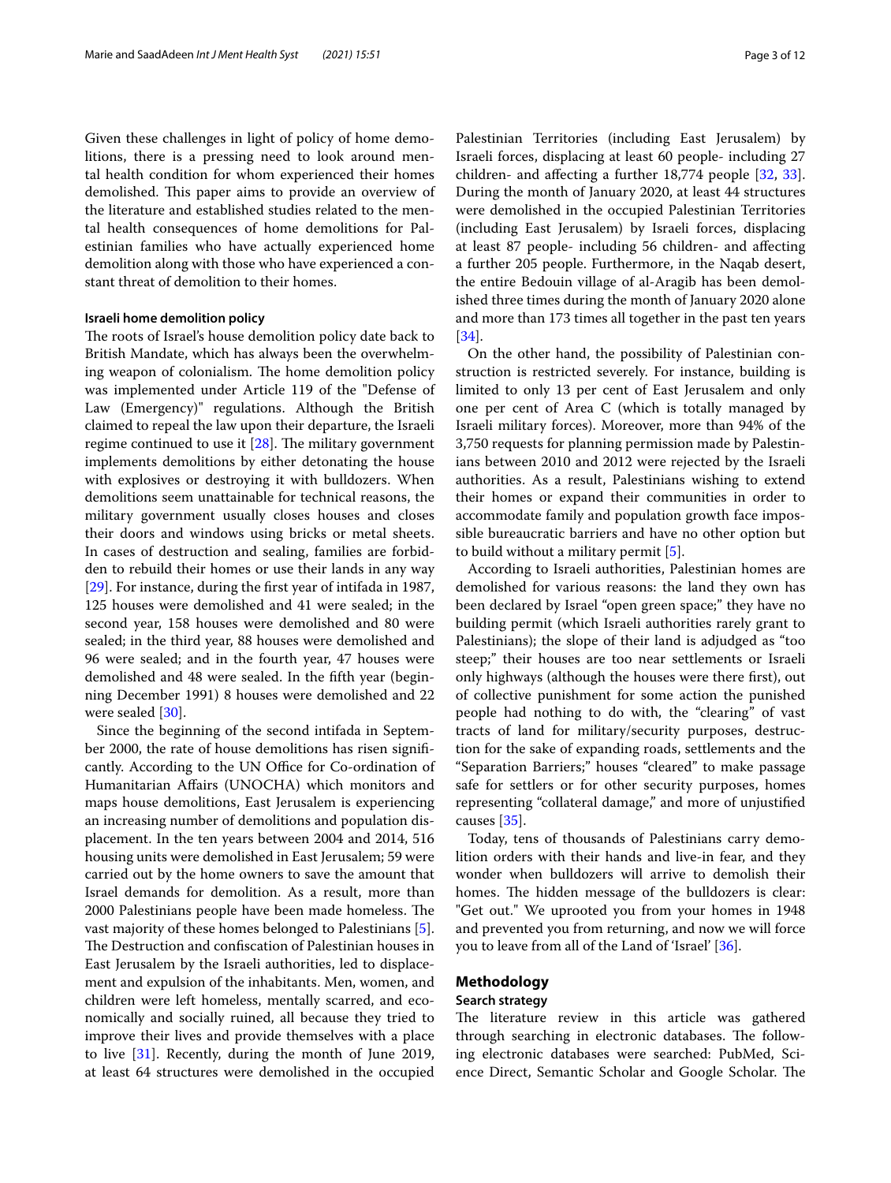Given these challenges in light of policy of home demolitions, there is a pressing need to look around mental health condition for whom experienced their homes demolished. This paper aims to provide an overview of the literature and established studies related to the mental health consequences of home demolitions for Palestinian families who have actually experienced home demolition along with those who have experienced a constant threat of demolition to their homes.

### Israeli home demolition policy

The roots of Israel's house demolition policy date back to British Mandate, which has always been the overwhelming weapon of colonialism. The home demolition policy was implemented under Article 119 of the "Defense of Law (Emergency)" regulations. Although the British claimed to repeal the law upon their departure, the Israeli regime continued to use it [28]. The military government implements demolitions by either detonating the house with explosives or destroying it with bulldozers. When demolitions seem unattainable for technical reasons, the military government usually closes houses and closes their doors and windows using bricks or metal sheets. In cases of destruction and sealing, families are forbidden to rebuild their homes or use their lands in any way [29]. For instance, during the first year of intifada in 1987, 125 houses were demolished and 41 were sealed; in the second year, 158 houses were demolished and 80 were sealed; in the third year, 88 houses were demolished and 96 were sealed; and in the fourth year, 47 houses were demolished and 48 were sealed. In the fifth year (beginning December 1991) 8 houses were demolished and 22 were sealed [30].

Since the beginning of the second intifada in September 2000, the rate of house demolitions has risen significantly. According to the UN Office for Co-ordination of Humanitarian Affairs (UNOCHA) which monitors and maps house demolitions, East Jerusalem is experiencing an increasing number of demolitions and population displacement. In the ten years between 2004 and 2014, 516 housing units were demolished in East Jerusalem; 59 were carried out by the home owners to save the amount that Israel demands for demolition. As a result, more than 2000 Palestinians people have been made homeless. The vast majority of these homes belonged to Palestinians [5]. The Destruction and confiscation of Palestinian houses in East Jerusalem by the Israeli authorities, led to displacement and expulsion of the inhabitants. Men, women, and children were left homeless, mentally scarred, and economically and socially ruined, all because they tried to improve their lives and provide themselves with a place to live [31]. Recently, during the month of June 2019, at least 64 structures were demolished in the occupied Palestinian Territories (including East Jerusalem) by Israeli forces, displacing at least 60 people- including 27 children- and affecting a further 18,774 people [32, 33]. During the month of January 2020, at least 44 structures were demolished in the occupied Palestinian Territories (including East Jerusalem) by Israeli forces, displacing at least 87 people- including 56 children- and affecting a further 205 people. Furthermore, in the Naqab desert, the entire Bedouin village of al-Aragib has been demolished three times during the month of January 2020 alone and more than 173 times all together in the past ten years [34].

On the other hand, the possibility of Palestinian construction is restricted severely. For instance, building is limited to only 13 per cent of East Jerusalem and only one per cent of Area C (which is totally managed by Israeli military forces). Moreover, more than 94% of the 3,750 requests for planning permission made by Palestinians between 2010 and 2012 were rejected by the Israeli authorities. As a result, Palestinians wishing to extend their homes or expand their communities in order to accommodate family and population growth face impossible bureaucratic barriers and have no other option but to build without a military permit [5].

According to Israeli authorities, Palestinian homes are demolished for various reasons: the land they own has been declared by Israel "open green space;" they have no building permit (which Israeli authorities rarely grant to Palestinians); the slope of their land is adjudged as "too steep;" their houses are too near settlements or Israeli only highways (although the houses were there first), out of collective punishment for some action the punished people had nothing to do with, the "clearing" of vast tracts of land for military/security purposes, destruction for the sake of expanding roads, settlements and the "Separation Barriers;" houses "cleared" to make passage safe for settlers or for other security purposes, homes representing "collateral damage," and more of unjustified causes [35].

Today, tens of thousands of Palestinians carry demolition orders with their hands and live-in fear, and they wonder when bulldozers will arrive to demolish their homes. The hidden message of the bulldozers is clear: "Get out." We uprooted you from your homes in 1948 and prevented you from returning, and now we will force you to leave from all of the Land of 'Israel' [36].

## Methodology

### Search strategy

The literature review in this article was gathered through searching in electronic databases. The following electronic databases were searched: PubMed, Science Direct, Semantic Scholar and Google Scholar. The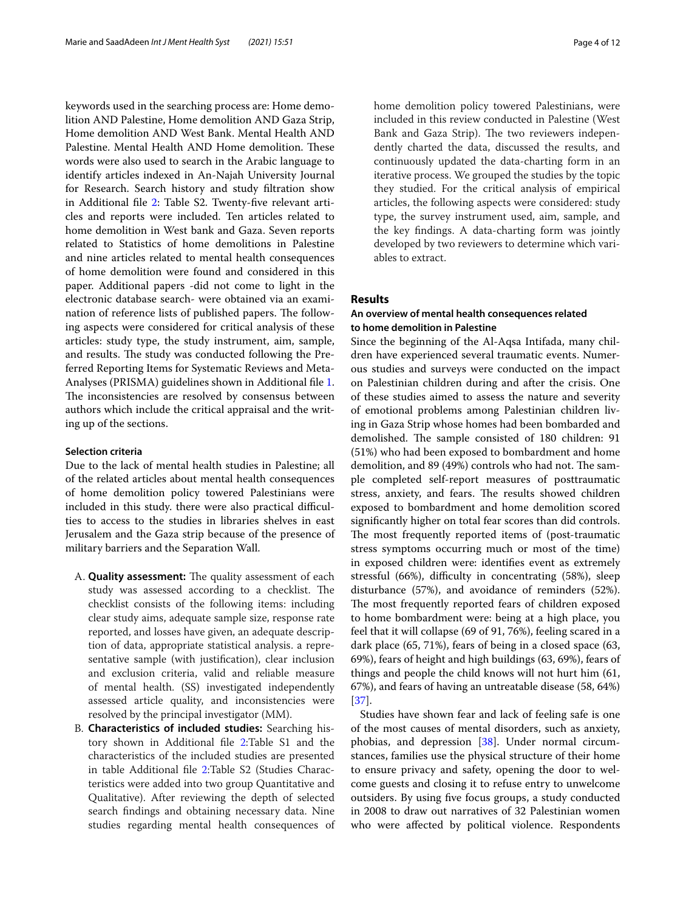keywords used in the searching process are: Home demolition AND Palestine, Home demolition AND Gaza Strip, Home demolition AND West Bank. Mental Health AND Palestine. Mental Health AND Home demolition. These words were also used to search in the Arabic language to identify articles indexed in An-Najah University Journal for Research. Search history and study filtration show in Additional file 2: Table S2. Twenty-five relevant articles and reports were included. Ten articles related to home demolition in West bank and Gaza. Seven reports related to Statistics of home demolitions in Palestine and nine articles related to mental health consequences of home demolition were found and considered in this paper. Additional papers -did not come to light in the electronic database search- were obtained via an examination of reference lists of published papers. The following aspects were considered for critical analysis of these articles: study type, the study instrument, aim, sample, and results. The study was conducted following the Preferred Reporting Items for Systematic Reviews and Meta-Analyses (PRISMA) guidelines shown in Additional file 1. The inconsistencies are resolved by consensus between authors which include the critical appraisal and the writing up of the sections.

### Selection criteria

Due to the lack of mental health studies in Palestine; all of the related articles about mental health consequences of home demolition policy towered Palestinians were included in this study. there were also practical difficulties to access to the studies in libraries shelves in east Jerusalem and the Gaza strip because of the presence of military barriers and the Separation Wall.

A. **Quality assessment:** The quality assessment of each study was assessed according to a checklist. The checklist consists of the following items: including clear study aims, adequate sample size, response rate reported, and losses have given, an adequate description of data, appropriate statistical analysis. a representative sample (with justification), clear inclusion and exclusion criteria, valid and reliable measure of mental health. (SS) investigated independently assessed article quality, and inconsistencies were resolved by the principal investigator (MM).

B. **Characteristics of included studies:** Searching history shown in Additional file 2:Table S1 and the characteristics of the included studies are presented in table Additional file 2:Table S2 (Studies Characteristics were added into two group Quantitative and Qualitative). After reviewing the depth of selected search findings and obtaining necessary data. Nine studies regarding mental health consequences of home demolition policy towered Palestinians, were included in this review conducted in Palestine (West Bank and Gaza Strip). The two reviewers independently charted the data, discussed the results, and continuously updated the data-charting form in an iterative process. We grouped the studies by the topic they studied. For the critical analysis of empirical articles, the following aspects were considered: study type, the survey instrument used, aim, sample, and the key findings. A data-charting form was jointly developed by two reviewers to determine which variables to extract.

## Results

### An overview of mental health consequences related to home demolition in Palestine

Since the beginning of the Al-Aqsa Intifada, many children have experienced several traumatic events. Numerous studies and surveys were conducted on the impact on Palestinian children during and after the crisis. One of these studies aimed to assess the nature and severity of emotional problems among Palestinian children living in Gaza Strip whose homes had been bombarded and demolished. The sample consisted of 180 children: 91 (51%) who had been exposed to bombardment and home demolition, and 89 (49%) controls who had not. The sample completed self-report measures of posttraumatic stress, anxiety, and fears. The results showed children exposed to bombardment and home demolition scored significantly higher on total fear scores than did controls. The most frequently reported items of (post-traumatic stress symptoms occurring much or most of the time) in exposed children were: identifies event as extremely stressful (66%), difficulty in concentrating (58%), sleep disturbance (57%), and avoidance of reminders (52%). The most frequently reported fears of children exposed to home bombardment were: being at a high place, you feel that it will collapse (69 of 91, 76%), feeling scared in a dark place (65, 71%), fears of being in a closed space (63, 69%), fears of height and high buildings (63, 69%), fears of things and people the child knows will not hurt him (61, 67%), and fears of having an untreatable disease (58, 64%) [37].

Studies have shown fear and lack of feeling safe is one of the most causes of mental disorders, such as anxiety, phobias, and depression [38]. Under normal circumstances, families use the physical structure of their home to ensure privacy and safety, opening the door to welcome guests and closing it to refuse entry to unwelcome outsiders. By using five focus groups, a study conducted in 2008 to draw out narratives of 32 Palestinian women who were affected by political violence. Respondents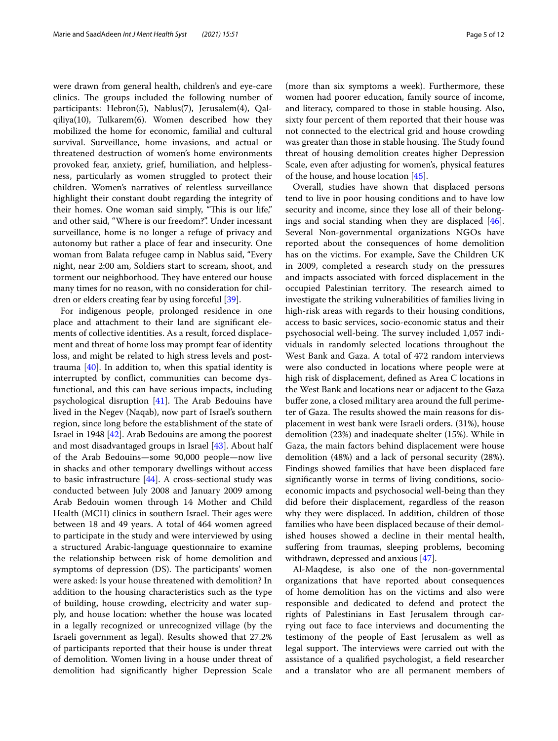were drawn from general health, children's and eye-care clinics. The groups included the following number of participants: Hebron(5), Nablus(7), Jerusalem(4), Qalqiliya(10), Tulkarem(6). Women described how they mobilized the home for economic, familial and cultural survival. Surveillance, home invasions, and actual or threatened destruction of women's home environments provoked fear, anxiety, grief, humiliation, and helplessness, particularly as women struggled to protect their children. Women's narratives of relentless surveillance highlight their constant doubt regarding the integrity of their homes. One woman said simply, "This is our life," and other said, "Where is our freedom?". Under incessant surveillance, home is no longer a refuge of privacy and autonomy but rather a place of fear and insecurity. One woman from Balata refugee camp in Nablus said, "Every night, near 2:00 am, Soldiers start to scream, shoot, and torment our neighborhood. They have entered our house many times for no reason, with no consideration for children or elders creating fear by using forceful [39].

For indigenous people, prolonged residence in one place and attachment to their land are significant elements of collective identities. As a result, forced displacement and threat of home loss may prompt fear of identity loss, and might be related to high stress levels and post-trauma [40]. In addition to, when this spatial identity is interrupted by conflict, communities can become dysfunctional, and this can have serious impacts, including psychological disruption [41]. The Arab Bedouins have lived in the Negev (Naqab), now part of Israel's southern region, since long before the establishment of the state of Israel in 1948 [42]. Arab Bedouins are among the poorest and most disadvantaged groups in Israel [43]. About half of the Arab Bedouins—some 90,000 people—now live in shacks and other temporary dwellings without access to basic infrastructure [44]. A cross-sectional study was conducted between July 2008 and January 2009 among Arab Bedouin women through 14 Mother and Child Health (MCH) clinics in southern Israel. Their ages were between 18 and 49 years. A total of 464 women agreed to participate in the study and were interviewed by using a structured Arabic-language questionnaire to examine the relationship between risk of home demolition and symptoms of depression (DS). The participants' women were asked: Is your house threatened with demolition? In addition to the housing characteristics such as the type of building, house crowding, electricity and water supply, and house location: whether the house was located in a legally recognized or unrecognized village (by the Israeli government as legal). Results showed that 27.2% of participants reported that their house is under threat of demolition. Women living in a house under threat of demolition had significantly higher Depression Scale (more than six symptoms a week). Furthermore, these women had poorer education, family source of income, and literacy, compared to those in stable housing. Also, sixty four percent of them reported that their house was not connected to the electrical grid and house crowding was greater than those in stable housing. The Study found threat of housing demolition creates higher Depression Scale, even after adjusting for women's, physical features of the house, and house location [45].

Overall, studies have shown that displaced persons tend to live in poor housing conditions and to have low security and income, since they lose all of their belongings and social standing when they are displaced [46]. Several Non-governmental organizations NGOs have reported about the consequences of home demolition has on the victims. For example, Save the Children UK in 2009, completed a research study on the pressures and impacts associated with forced displacement in the occupied Palestinian territory. The research aimed to investigate the striking vulnerabilities of families living in high-risk areas with regards to their housing conditions, access to basic services, socio-economic status and their psychosocial well-being. The survey included 1,057 individuals in randomly selected locations throughout the West Bank and Gaza. A total of 472 random interviews were also conducted in locations where people were at high risk of displacement, defined as Area C locations in the West Bank and locations near or adjacent to the Gaza buffer zone, a closed military area around the full perimeter of Gaza. The results showed the main reasons for displacement in west bank were Israeli orders. (31%), house demolition (23%) and inadequate shelter (15%). While in Gaza, the main factors behind displacement were house demolition (48%) and a lack of personal security (28%). Findings showed families that have been displaced fare significantly worse in terms of living conditions, socio-economic impacts and psychosocial well-being than they did before their displacement, regardless of the reason why they were displaced. In addition, children of those families who have been displaced because of their demolished houses showed a decline in their mental health, suffering from traumas, sleeping problems, becoming withdrawn, depressed and anxious [47].

Al-Maqdese, is also one of the non-governmental organizations that have reported about consequences of home demolition has on the victims and also were responsible and dedicated to defend and protect the rights of Palestinians in East Jerusalem through carrying out face to face interviews and documenting the testimony of the people of East Jerusalem as well as legal support. The interviews were carried out with the assistance of a qualified psychologist, a field researcher and a translator who are all permanent members of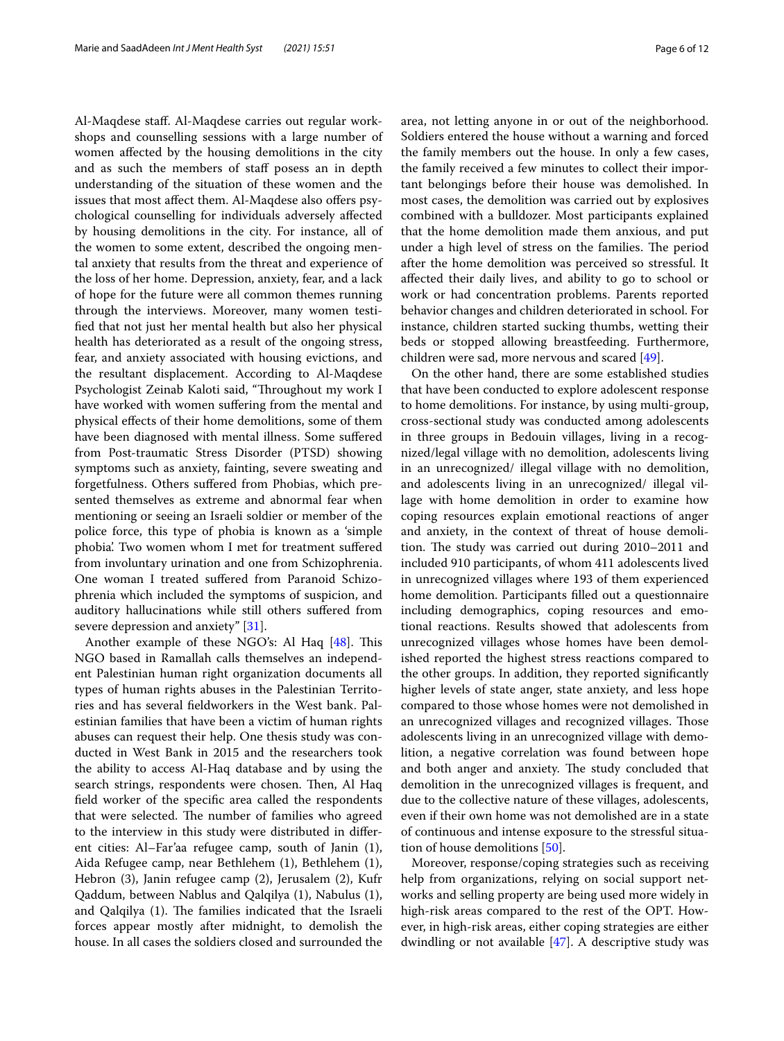Al-Maqdese staff. Al-Maqdese carries out regular workshops and counselling sessions with a large number of women affected by the housing demolitions in the city and as such the members of staff posess an in depth understanding of the situation of these women and the issues that most affect them. Al-Maqdese also offers psychological counselling for individuals adversely affected by housing demolitions in the city. For instance, all of the women to some extent, described the ongoing mental anxiety that results from the threat and experience of the loss of her home. Depression, anxiety, fear, and a lack of hope for the future were all common themes running through the interviews. Moreover, many women testified that not just her mental health but also her physical health has deteriorated as a result of the ongoing stress, fear, and anxiety associated with housing evictions, and the resultant displacement. According to Al-Maqdese Psychologist Zeinab Kaloti said, "Throughout my work I have worked with women suffering from the mental and physical effects of their home demolitions, some of them have been diagnosed with mental illness. Some suffered from Post-traumatic Stress Disorder (PTSD) showing symptoms such as anxiety, fainting, severe sweating and forgetfulness. Others suffered from Phobias, which presented themselves as extreme and abnormal fear when mentioning or seeing an Israeli soldier or member of the police force, this type of phobia is known as a 'simple phobia'. Two women whom I met for treatment suffered from involuntary urination and one from Schizophrenia. One woman I treated suffered from Paranoid Schizophrenia which included the symptoms of suspicion, and auditory hallucinations while still others suffered from severe depression and anxiety" [31].

Another example of these NGO's: Al Haq [48]. This NGO based in Ramallah calls themselves an independent Palestinian human right organization documents all types of human rights abuses in the Palestinian Territories and has several fieldworkers in the West bank. Palestinian families that have been a victim of human rights abuses can request their help. One thesis study was conducted in West Bank in 2015 and the researchers took the ability to access Al-Haq database and by using the search strings, respondents were chosen. Then, Al Haq field worker of the specific area called the respondents that were selected. The number of families who agreed to the interview in this study were distributed in different cities: Al–Far'aa refugee camp, south of Janin (1), Aida Refugee camp, near Bethlehem (1), Bethlehem (1), Hebron (3), Janin refugee camp (2), Jerusalem (2), Kufr Qaddum, between Nablus and Qalqilya (1), Nabulus (1), and Qalqilya (1). The families indicated that the Israeli forces appear mostly after midnight, to demolish the house. In all cases the soldiers closed and surrounded the area, not letting anyone in or out of the neighborhood. Soldiers entered the house without a warning and forced the family members out the house. In only a few cases, the family received a few minutes to collect their important belongings before their house was demolished. In most cases, the demolition was carried out by explosives combined with a bulldozer. Most participants explained that the home demolition made them anxious, and put under a high level of stress on the families. The period after the home demolition was perceived so stressful. It affected their daily lives, and ability to go to school or work or had concentration problems. Parents reported behavior changes and children deteriorated in school. For instance, children started sucking thumbs, wetting their beds or stopped allowing breastfeeding. Furthermore, children were sad, more nervous and scared [49].

On the other hand, there are some established studies that have been conducted to explore adolescent response to home demolitions. For instance, by using multi-group, cross-sectional study was conducted among adolescents in three groups in Bedouin villages, living in a recognized/legal village with no demolition, adolescents living in an unrecognized/ illegal village with no demolition, and adolescents living in an unrecognized/ illegal village with home demolition in order to examine how coping resources explain emotional reactions of anger and anxiety, in the context of threat of house demolition. The study was carried out during 2010–2011 and included 910 participants, of whom 411 adolescents lived in unrecognized villages where 193 of them experienced home demolition. Participants filled out a questionnaire including demographics, coping resources and emotional reactions. Results showed that adolescents from unrecognized villages whose homes have been demolished reported the highest stress reactions compared to the other groups. In addition, they reported significantly higher levels of state anger, state anxiety, and less hope compared to those whose homes were not demolished in an unrecognized villages and recognized villages. Those adolescents living in an unrecognized village with demolition, a negative correlation was found between hope and both anger and anxiety. The study concluded that demolition in the unrecognized villages is frequent, and due to the collective nature of these villages, adolescents, even if their own home was not demolished are in a state of continuous and intense exposure to the stressful situation of house demolitions [50].

Moreover, response/coping strategies such as receiving help from organizations, relying on social support networks and selling property are being used more widely in high-risk areas compared to the rest of the OPT. However, in high-risk areas, either coping strategies are either dwindling or not available [47]. A descriptive study was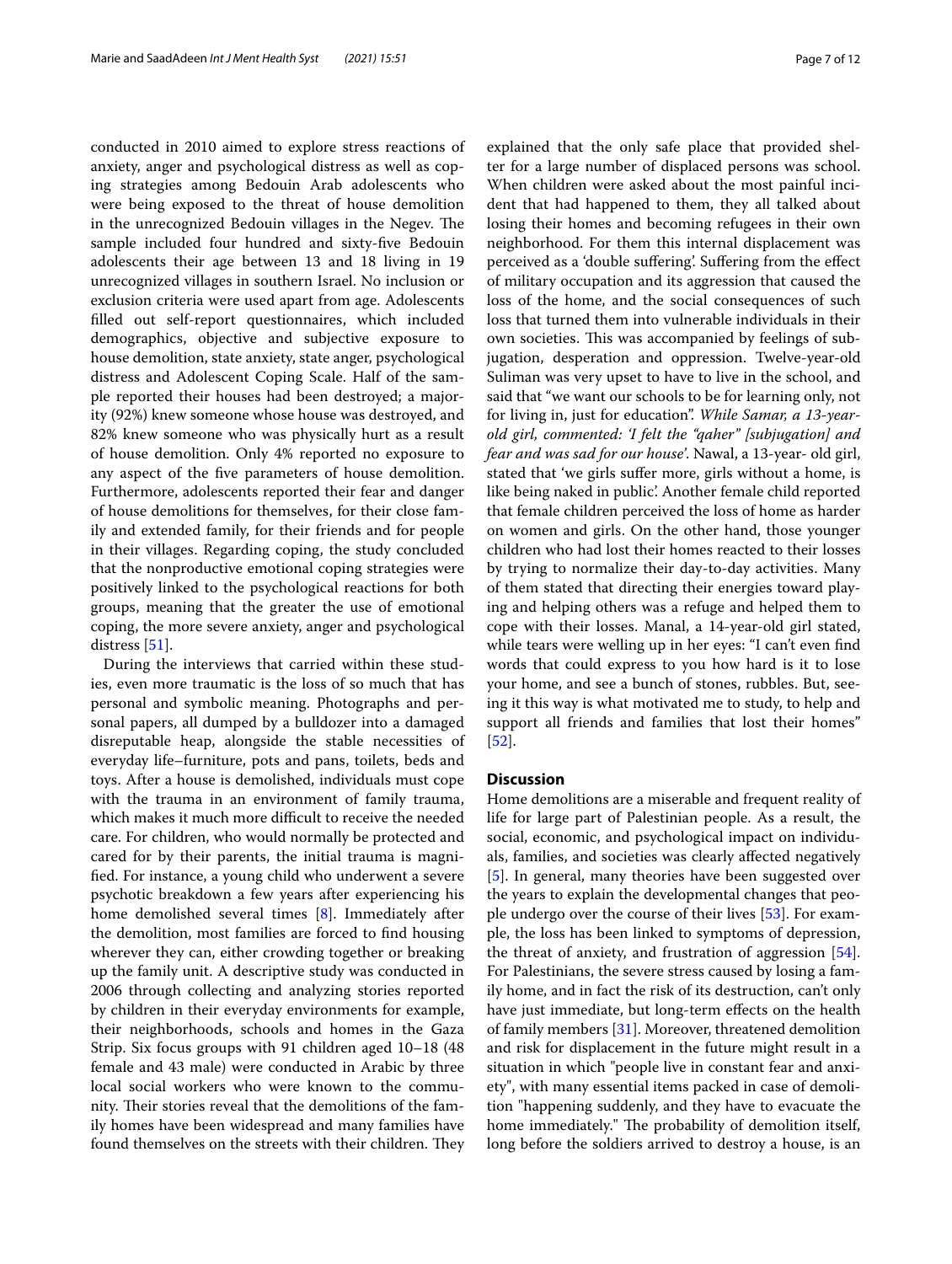conducted in 2010 aimed to explore stress reactions of anxiety, anger and psychological distress as well as coping strategies among Bedouin Arab adolescents who were being exposed to the threat of house demolition in the unrecognized Bedouin villages in the Negev. The sample included four hundred and sixty-five Bedouin adolescents their age between 13 and 18 living in 19 unrecognized villages in southern Israel. No inclusion or exclusion criteria were used apart from age. Adolescents filled out self-report questionnaires, which included demographics, objective and subjective exposure to house demolition, state anxiety, state anger, psychological distress and Adolescent Coping Scale. Half of the sample reported their houses had been destroyed; a majority (92%) knew someone whose house was destroyed, and 82% knew someone who was physically hurt as a result of house demolition. Only 4% reported no exposure to any aspect of the five parameters of house demolition. Furthermore, adolescents reported their fear and danger of house demolitions for themselves, for their close family and extended family, for their friends and for people in their villages. Regarding coping, the study concluded that the nonproductive emotional coping strategies were positively linked to the psychological reactions for both groups, meaning that the greater the use of emotional coping, the more severe anxiety, anger and psychological distress [51].

During the interviews that carried within these studies, even more traumatic is the loss of so much that has personal and symbolic meaning. Photographs and personal papers, all dumped by a bulldozer into a damaged disreputable heap, alongside the stable necessities of everyday life–furniture, pots and pans, toilets, beds and toys. After a house is demolished, individuals must cope with the trauma in an environment of family trauma, which makes it much more difficult to receive the needed care. For children, who would normally be protected and cared for by their parents, the initial trauma is magnified. For instance, a young child who underwent a severe psychotic breakdown a few years after experiencing his home demolished several times [8]. Immediately after the demolition, most families are forced to find housing wherever they can, either crowding together or breaking up the family unit. A descriptive study was conducted in 2006 through collecting and analyzing stories reported by children in their everyday environments for example, their neighborhoods, schools and homes in the Gaza Strip. Six focus groups with 91 children aged 10–18 (48 female and 43 male) were conducted in Arabic by three local social workers who were known to the community. Their stories reveal that the demolitions of the family homes have been widespread and many families have found themselves on the streets with their children. They explained that the only safe place that provided shelter for a large number of displaced persons was school. When children were asked about the most painful incident that had happened to them, they all talked about losing their homes and becoming refugees in their own neighborhood. For them this internal displacement was perceived as a 'double suffering'. Suffering from the effect of military occupation and its aggression that caused the loss of the home, and the social consequences of such loss that turned them into vulnerable individuals in their own societies. This was accompanied by feelings of subjugation, desperation and oppression. Twelve-year-old Suliman was very upset to have to live in the school, and said that "we want our schools to be for learning only, not for living in, just for education". *While Samar, a 13-year-old girl, commented: 'I felt the "qaher" [subjugation] and fear and was sad for our house'.* Nawal, a 13-year- old girl, stated that 'we girls suffer more, girls without a home, is like being naked in public'. Another female child reported that female children perceived the loss of home as harder on women and girls. On the other hand, those younger children who had lost their homes reacted to their losses by trying to normalize their day-to-day activities. Many of them stated that directing their energies toward playing and helping others was a refuge and helped them to cope with their losses. Manal, a 14-year-old girl stated, while tears were welling up in her eyes: "I can't even find words that could express to you how hard is it to lose your home, and see a bunch of stones, rubbles. But, seeing it this way is what motivated me to study, to help and support all friends and families that lost their homes" [52].

## Discussion

Home demolitions are a miserable and frequent reality of life for large part of Palestinian people. As a result, the social, economic, and psychological impact on individuals, families, and societies was clearly affected negatively [5]. In general, many theories have been suggested over the years to explain the developmental changes that people undergo over the course of their lives [53]. For example, the loss has been linked to symptoms of depression, the threat of anxiety, and frustration of aggression [54]. For Palestinians, the severe stress caused by losing a family home, and in fact the risk of its destruction, can't only have just immediate, but long-term effects on the health of family members [31]. Moreover, threatened demolition and risk for displacement in the future might result in a situation in which "people live in constant fear and anxiety", with many essential items packed in case of demolition "happening suddenly, and they have to evacuate the home immediately." The probability of demolition itself, long before the soldiers arrived to destroy a house, is an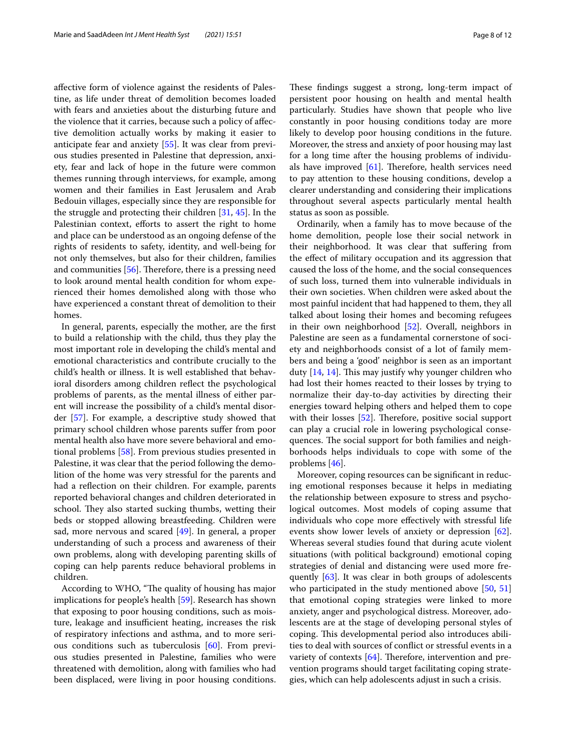affective form of violence against the residents of Palestine, as life under threat of demolition becomes loaded with fears and anxieties about the disturbing future and the violence that it carries, because such a policy of affective demolition actually works by making it easier to anticipate fear and anxiety [55]. It was clear from previous studies presented in Palestine that depression, anxiety, fear and lack of hope in the future were common themes running through interviews, for example, among women and their families in East Jerusalem and Arab Bedouin villages, especially since they are responsible for the struggle and protecting their children [31, 45]. In the Palestinian context, efforts to assert the right to home and place can be understood as an ongoing defense of the rights of residents to safety, identity, and well-being for not only themselves, but also for their children, families and communities [56]. Therefore, there is a pressing need to look around mental health condition for whom experienced their homes demolished along with those who have experienced a constant threat of demolition to their homes.

In general, parents, especially the mother, are the first to build a relationship with the child, thus they play the most important role in developing the child's mental and emotional characteristics and contribute crucially to the child's health or illness. It is well established that behavioral disorders among children reflect the psychological problems of parents, as the mental illness of either parent will increase the possibility of a child's mental disorder [57]. For example, a descriptive study showed that primary school children whose parents suffer from poor mental health also have more severe behavioral and emotional problems [58]. From previous studies presented in Palestine, it was clear that the period following the demolition of the home was very stressful for the parents and had a reflection on their children. For example, parents reported behavioral changes and children deteriorated in school. They also started sucking thumbs, wetting their beds or stopped allowing breastfeeding. Children were sad, more nervous and scared [49]. In general, a proper understanding of such a process and awareness of their own problems, along with developing parenting skills of coping can help parents reduce behavioral problems in children.

According to WHO, "The quality of housing has major implications for people's health [59]. Research has shown that exposing to poor housing conditions, such as moisture, leakage and insufficient heating, increases the risk of respiratory infections and asthma, and to more serious conditions such as tuberculosis [60]. From previous studies presented in Palestine, families who were threatened with demolition, along with families who had been displaced, were living in poor housing conditions. These findings suggest a strong, long-term impact of persistent poor housing on health and mental health particularly. Studies have shown that people who live constantly in poor housing conditions today are more likely to develop poor housing conditions in the future. Moreover, the stress and anxiety of poor housing may last for a long time after the housing problems of individuals have improved [61]. Therefore, health services need to pay attention to these housing conditions, develop a clearer understanding and considering their implications throughout several aspects particularly mental health status as soon as possible.

Ordinarily, when a family has to move because of the home demolition, people lose their social network in their neighborhood. It was clear that suffering from the effect of military occupation and its aggression that caused the loss of the home, and the social consequences of such loss, turned them into vulnerable individuals in their own societies. When children were asked about the most painful incident that had happened to them, they all talked about losing their homes and becoming refugees in their own neighborhood [52]. Overall, neighbors in Palestine are seen as a fundamental cornerstone of society and neighborhoods consist of a lot of family members and being a 'good' neighbor is seen as an important duty [14, 14]. This may justify why younger children who had lost their homes reacted to their losses by trying to normalize their day-to-day activities by directing their energies toward helping others and helped them to cope with their losses [52]. Therefore, positive social support can play a crucial role in lowering psychological consequences. The social support for both families and neighborhoods helps individuals to cope with some of the problems [46].

Moreover, coping resources can be significant in reducing emotional responses because it helps in mediating the relationship between exposure to stress and psychological outcomes. Most models of coping assume that individuals who cope more effectively with stressful life events show lower levels of anxiety or depression [62]. Whereas several studies found that during acute violent situations (with political background) emotional coping strategies of denial and distancing were used more frequently [63]. It was clear in both groups of adolescents who participated in the study mentioned above [50, 51] that emotional coping strategies were linked to more anxiety, anger and psychological distress. Moreover, adolescents are at the stage of developing personal styles of coping. This developmental period also introduces abilities to deal with sources of conflict or stressful events in a variety of contexts [64]. Therefore, intervention and prevention programs should target facilitating coping strategies, which can help adolescents adjust in such a crisis.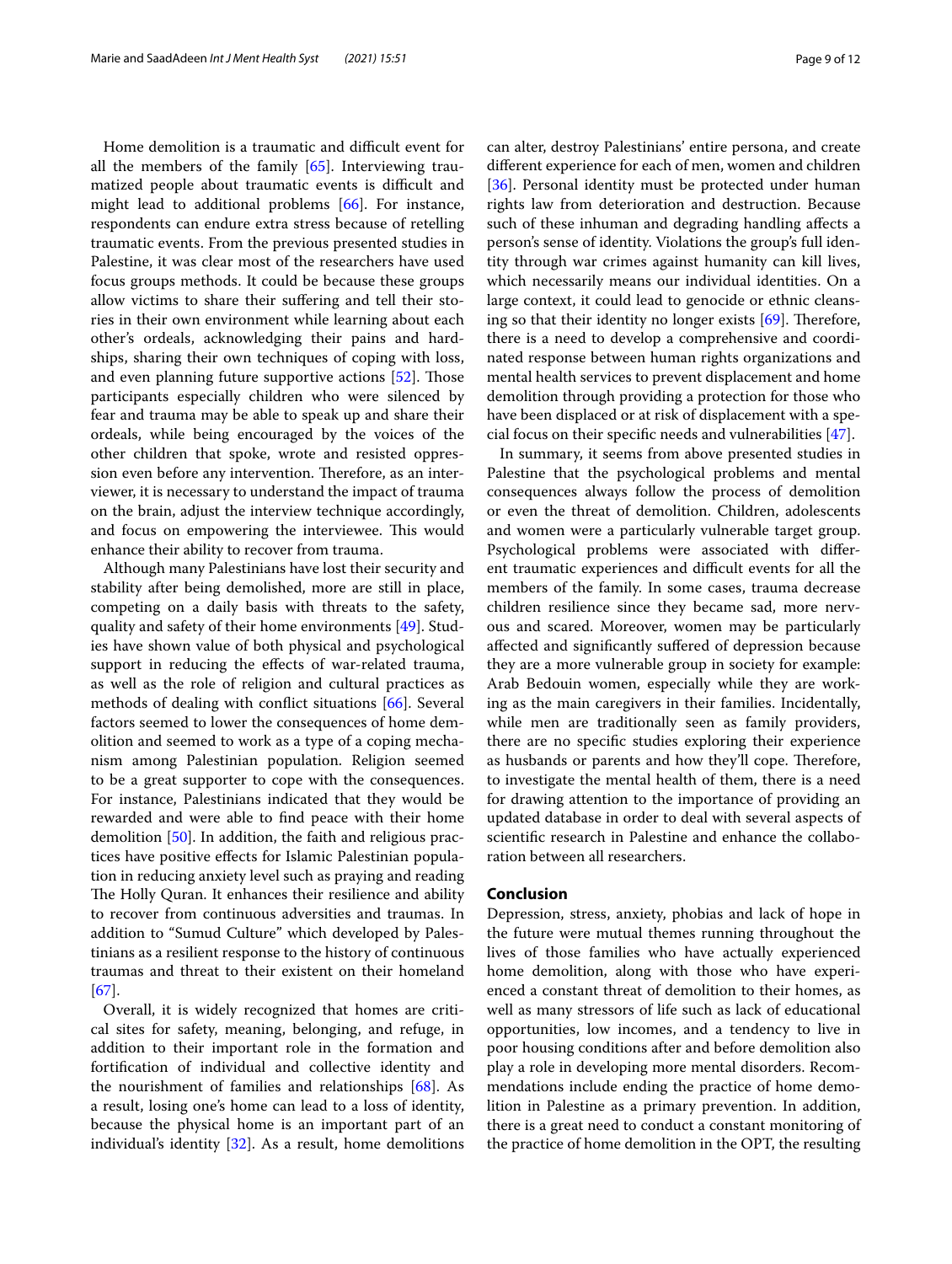Home demolition is a traumatic and difficult event for all the members of the family [65]. Interviewing traumatized people about traumatic events is difficult and might lead to additional problems [66]. For instance, respondents can endure extra stress because of retelling traumatic events. From the previous presented studies in Palestine, it was clear most of the researchers have used focus groups methods. It could be because these groups allow victims to share their suffering and tell their stories in their own environment while learning about each other's ordeals, acknowledging their pains and hardships, sharing their own techniques of coping with loss, and even planning future supportive actions [52]. Those participants especially children who were silenced by fear and trauma may be able to speak up and share their ordeals, while being encouraged by the voices of the other children that spoke, wrote and resisted oppression even before any intervention. Therefore, as an interviewer, it is necessary to understand the impact of trauma on the brain, adjust the interview technique accordingly, and focus on empowering the interviewee. This would enhance their ability to recover from trauma.

Although many Palestinians have lost their security and stability after being demolished, more are still in place, competing on a daily basis with threats to the safety, quality and safety of their home environments [49]. Studies have shown value of both physical and psychological support in reducing the effects of war-related trauma, as well as the role of religion and cultural practices as methods of dealing with conflict situations [66]. Several factors seemed to lower the consequences of home demolition and seemed to work as a type of a coping mechanism among Palestinian population. Religion seemed to be a great supporter to cope with the consequences. For instance, Palestinians indicated that they would be rewarded and were able to find peace with their home demolition [50]. In addition, the faith and religious practices have positive effects for Islamic Palestinian population in reducing anxiety level such as praying and reading The Holly Quran. It enhances their resilience and ability to recover from continuous adversities and traumas. In addition to "Sumud Culture" which developed by Palestinians as a resilient response to the history of continuous traumas and threat to their existent on their homeland [67].

Overall, it is widely recognized that homes are critical sites for safety, meaning, belonging, and refuge, in addition to their important role in the formation and fortification of individual and collective identity and the nourishment of families and relationships [68]. As a result, losing one's home can lead to a loss of identity, because the physical home is an important part of an individual's identity [32]. As a result, home demolitions can alter, destroy Palestinians' entire persona, and create different experience for each of men, women and children [36]. Personal identity must be protected under human rights law from deterioration and destruction. Because such of these inhuman and degrading handling affects a person's sense of identity. Violations the group's full identity through war crimes against humanity can kill lives, which necessarily means our individual identities. On a large context, it could lead to genocide or ethnic cleansing so that their identity no longer exists [69]. Therefore, there is a need to develop a comprehensive and coordinated response between human rights organizations and mental health services to prevent displacement and home demolition through providing a protection for those who have been displaced or at risk of displacement with a special focus on their specific needs and vulnerabilities [47].

In summary, it seems from above presented studies in Palestine that the psychological problems and mental consequences always follow the process of demolition or even the threat of demolition. Children, adolescents and women were a particularly vulnerable target group. Psychological problems were associated with different traumatic experiences and difficult events for all the members of the family. In some cases, trauma decrease children resilience since they became sad, more nervous and scared. Moreover, women may be particularly affected and significantly suffered of depression because they are a more vulnerable group in society for example: Arab Bedouin women, especially while they are working as the main caregivers in their families. Incidentally, while men are traditionally seen as family providers, there are no specific studies exploring their experience as husbands or parents and how they'll cope. Therefore, to investigate the mental health of them, there is a need for drawing attention to the importance of providing an updated database in order to deal with several aspects of scientific research in Palestine and enhance the collaboration between all researchers.

## Conclusion

Depression, stress, anxiety, phobias and lack of hope in the future were mutual themes running throughout the lives of those families who have actually experienced home demolition, along with those who have experienced a constant threat of demolition to their homes, as well as many stressors of life such as lack of educational opportunities, low incomes, and a tendency to live in poor housing conditions after and before demolition also play a role in developing more mental disorders. Recommendations include ending the practice of home demolition in Palestine as a primary prevention. In addition, there is a great need to conduct a constant monitoring of the practice of home demolition in the OPT, the resulting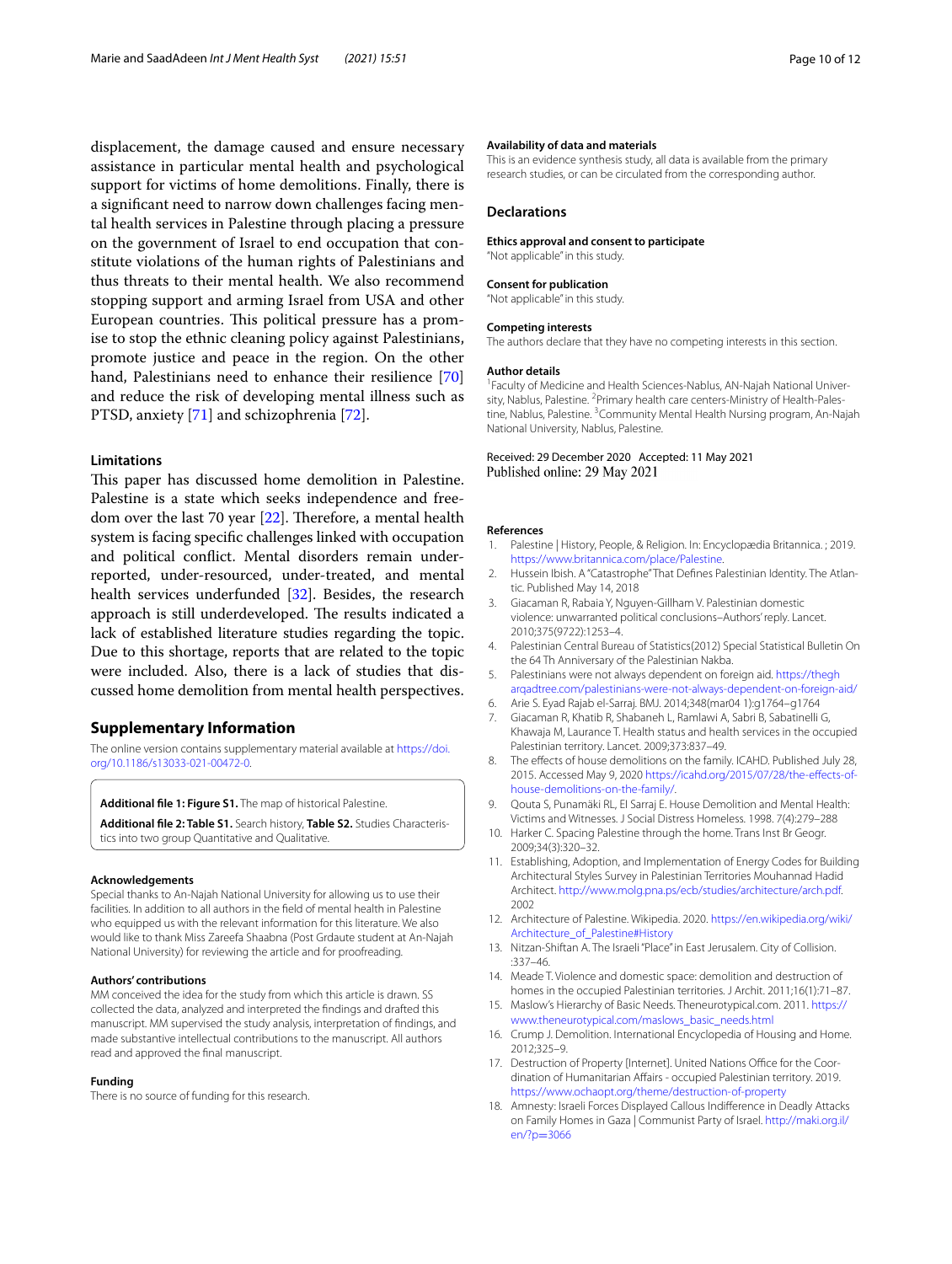displacement, the damage caused and ensure necessary assistance in particular mental health and psychological support for victims of home demolitions. Finally, there is a significant need to narrow down challenges facing mental health services in Palestine through placing a pressure on the government of Israel to end occupation that constitute violations of the human rights of Palestinians and thus threats to their mental health. We also recommend stopping support and arming Israel from USA and other European countries. This political pressure has a promise to stop the ethnic cleaning policy against Palestinians, promote justice and peace in the region. On the other hand, Palestinians need to enhance their resilience [70] and reduce the risk of developing mental illness such as PTSD, anxiety [71] and schizophrenia [72].

### Limitations

This paper has discussed home demolition in Palestine. Palestine is a state which seeks independence and freedom over the last 70 year [22]. Therefore, a mental health system is facing specific challenges linked with occupation and political conflict. Mental disorders remain under-reported, under-resourced, under-treated, and mental health services underfunded [32]. Besides, the research approach is still underdeveloped. The results indicated a lack of established literature studies regarding the topic. Due to this shortage, reports that are related to the topic were included. Also, there is a lack of studies that discussed home demolition from mental health perspectives.

## Supplementary Information

The online version contains supplementary material available at https://doi.org/10.1186/s13033-021-00472-0.

**Additional file 1: Figure S1.** The map of historical Palestine.

**Additional file 2: Table S1.** Search history, **Table S2.** Studies Characteristics into two group Quantitative and Qualitative.

#### Acknowledgements

Special thanks to An-Najah National University for allowing us to use their facilities. In addition to all authors in the field of mental health in Palestine who equipped us with the relevant information for this literature. We also would like to thank Miss Zareefa Shaabna (Post Grdaute student at An-Najah National University) for reviewing the article and for proofreading.

#### Authors' contributions

MM conceived the idea for the study from which this article is drawn. SS collected the data, analyzed and interpreted the findings and drafted this manuscript. MM supervised the study analysis, interpretation of findings, and made substantive intellectual contributions to the manuscript. All authors read and approved the final manuscript.

#### Funding

There is no source of funding for this research.

#### Availability of data and materials

This is an evidence synthesis study, all data is available from the primary research studies, or can be circulated from the corresponding author.

### Declarations

#### Ethics approval and consent to participate

"Not applicable" in this study.

#### Consent for publication

"Not applicable" in this study.

#### Competing interests

The authors declare that they have no competing interests in this section.

#### Author details

[1]Faculty of Medicine and Health Sciences-Nablus, AN-Najah National University, Nablus, Palestine. [2]Primary health care centers-Ministry of Health-Palestine, Nablus, Palestine. [3]Community Mental Health Nursing program, An-Najah National University, Nablus, Palestine.

Received: 29 December 2020 Accepted: 11 May 2021
Published online: 29 May 2021

#### References

1. Palestine | History, People, & Religion. In: Encyclopædia Britannica. ; 2019. https://www.britannica.com/place/Palestine.
2. Hussein Ibish. A "Catastrophe" That Defines Palestinian Identity. The Atlantic. Published May 14, 2018
3. Giacaman R, Rabaia Y, Nguyen-Gillham V. Palestinian domestic violence: unwarranted political conclusions–Authors' reply. Lancet. 2010;375(9722):1253–4.
4. Palestinian Central Bureau of Statistics(2012) Special Statistical Bulletin On the 64 Th Anniversary of the Palestinian Nakba.
5. Palestinians were not always dependent on foreign aid. https://theghарqadtree.com/palestinians-were-not-always-dependent-on-foreign-aid/
6. Arie S. Eyad Rajab el-Sarraj. BMJ. 2014;348(mar04 1):g1764–g1764
7. Giacaman R, Khatib R, Shabaneh L, Ramlawi A, Sabri B, Sabatinelli G, Khawaja M, Laurance T. Health status and health services in the occupied Palestinian territory. Lancet. 2009;373:837–49.
8. The effects of house demolitions on the family. ICAHD. Published July 28, 2015. Accessed May 9, 2020 https://icahd.org/2015/07/28/the-effects-of-house-demolitions-on-the-family/.
9. Qouta S, Punamäki RL, El Sarraj E. House Demolition and Mental Health: Victims and Witnesses. J Social Distress Homeless. 1998. 7(4):279–288
10. Harker C. Spacing Palestine through the home. Trans Inst Br Geogr. 2009;34(3):320–32.
11. Establishing, Adoption, and Implementation of Energy Codes for Building Architectural Styles Survey in Palestinian Territories Mouhannad Hadid Architect. http://www.molg.pna.ps/ecb/studies/architecture/arch.pdf. 2002
12. Architecture of Palestine. Wikipedia. 2020. https://en.wikipedia.org/wiki/Architecture_of_Palestine#History
13. Nitzan-Shiftan A. The Israeli "Place" in East Jerusalem. City of Collision. :337–46.
14. Meade T. Violence and domestic space: demolition and destruction of homes in the occupied Palestinian territories. J Archit. 2011;16(1):71–87.
15. Maslow's Hierarchy of Basic Needs. Theneurotypical.com. 2011. https://www.theneurotypical.com/maslows_basic_needs.html
16. Crump J. Demolition. International Encyclopedia of Housing and Home. 2012;325–9.
17. Destruction of Property [Internet]. United Nations Office for the Coordination of Humanitarian Affairs - occupied Palestinian territory. 2019. https://www.ochaopt.org/theme/destruction-of-property
18. Amnesty: Israeli Forces Displayed Callous Indifference in Deadly Attacks on Family Homes in Gaza | Communist Party of Israel. http://maki.org.il/en/?p=3066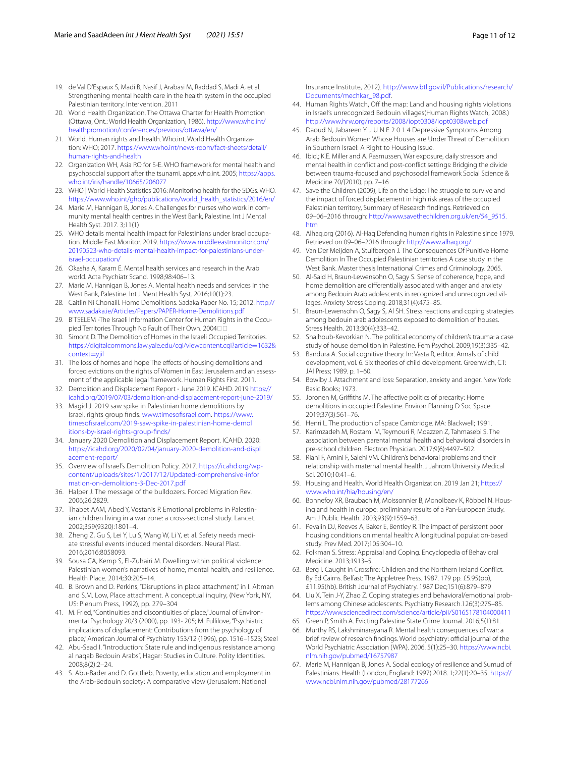19. de Val D'Espaux S, Madi B, Nasif J, Arabasi M, Raddad S, Madi A, et al. Strengthening mental health care in the health system in the occupied Palestinian territory. Intervention. 2011
20. World Health Organization, The Ottawa Charter for Health Promotion (Ottawa, Ont.: World Health Organization, 1986). http://www.who.int/healthpromotion/conferences/previous/ottawa/en/
21. World. Human rights and health. Who.int. World Health Organization: WHO; 2017. https://www.who.int/news-room/fact-sheets/detail/human-rights-and-health
22. Organization WH, Asia RO for S-E. WHO framework for mental health and psychosocial support after the tsunami. apps.who.int. 2005; https://apps.who.int/iris/handle/10665/206077
23. WHO | World Health Statistics 2016: Monitoring health for the SDGs. WHO. https://www.who.int/gho/publications/world_health_statistics/2016/en/
24. Marie M, Hannigan B, Jones A. Challenges for nurses who work in community mental health centres in the West Bank, Palestine. Int J Mental Health Syst. 2017. 3;11(1)
25. WHO details mental health impact for Palestinians under Israel occupation. Middle East Monitor. 2019. https://www.middleeastmonitor.com/20190523-who-details-mental-health-impact-for-palestinians-under-israel-occupation/
26. Okasha A, Karam E. Mental health services and research in the Arab world. Acta Psychiatr Scand. 1998;98:406–13.
27. Marie M, Hannigan B, Jones A. Mental health needs and services in the West Bank, Palestine. Int J Ment Health Syst. 2016;10(1):23.
28. Caitlin Ni Chonaill. Home Demolitions. Sadaka Paper No. 15; 2012. http://www.sadaka.ie/Articles/Papers/PAPER-Home-Demolitions.pdf
29. B'TSELEM -The Israeli Information Center for Human Rights in the Occupied Territories Through No Fault of Their Own. 2004□□
30. Simont D. The Demolition of Homes in the Israeli Occupied Territories. https://digitalcommons.law.yale.edu/cgi/viewcontent.cgi?article=1632&context=yjil
31. The loss of homes and hope The effects of housing demolitions and forced evictions on the rights of Women in East Jerusalem and an assessment of the applicable legal framework. Human Rights First. 2011.
32. Demolition and Displacement Report - June 2019. ICAHD. 2019 https://icahd.org/2019/07/03/demolition-and-displacement-report-june-2019/
33. Magid J. 2019 saw spike in Palestinian home demolitions by Israel, rights group finds. www.timesofisrael.com. https://www.timesofisrael.com/2019-saw-spike-in-palestinian-home-demolitions-by-israel-rights-group-finds/
34. January 2020 Demolition and Displacement Report. ICAHD. 2020: https://icahd.org/2020/02/04/january-2020-demolition-and-displacement-report/
35. Overview of Israel's Demolition Policy. 2017. https://icahd.org/wp-content/uploads/sites/1/2017/12/Updated-comprehensive-information-on-demolitions-3-Dec-2017.pdf
36. Halper J. The message of the bulldozers. Forced Migration Rev. 2006;26:2829.
37. Thabet AAM, Abed Y, Vostanis P. Emotional problems in Palestinian children living in a war zone: a cross-sectional study. Lancet. 2002;359(9320):1801–4.
38. Zheng Z, Gu S, Lei Y, Lu S, Wang W, Li Y, et al. Safety needs mediate stressful events induced mental disorders. Neural Plast. 2016;2016:8058093.
39. Sousa CA, Kemp S, El-Zuhairi M. Dwelling within political violence: Palestinian women's narratives of home, mental health, and resilience. Health Place. 2014;30:205–14.
40. B. Brown and D. Perkins, "Disruptions in place attachment," in I. Altman and S.M. Low, Place attachment. A conceptual inquiry, (New York, NY, US: Plenum Press, 1992), pp. 279–304
41. M. Fried, "Continuities and discontinuities of place," Journal of Environmental Psychology 20/3 (2000), pp. 193- 205; M. Fullilove, "Psychiatric implications of displacement: Contributions from the psychology of place," American Journal of Psychiatry 153/12 (1996), pp. 1516–1523; Steel
42. Abu-Saad I. "Introduction: State rule and indigenous resistance among al naqab Bedouin Arabs", Hagar: Studies in Culture. Polity Identities. 2008;8(2):2–24.
43. S. Abu-Bader and D. Gottlieb, Poverty, education and employment in the Arab-Bedouin society: A comparative view (Jerusalem: National Insurance Institute, 2012). http://www.btl.gov.il/Publications/research/Documents/mechkar_98.pdf.
44. Human Rights Watch, Off the map: Land and housing rights violations in Israel's unrecognized Bedouin villages(Human Rights Watch, 2008.) http://www.hrw.org/reports/2008/iopt0308/iopt0308web.pdf
45. Daoud N, Jabareen Y. J U N E 2 0 1 4 Depressive Symptoms Among Arab Bedouin Women Whose Houses are Under Threat of Demolition in Southern Israel: A Right to Housing Issue.
46. Ibid.; K.E. Miller and A. Rasmussen, War exposure, daily stressors and mental health in conflict and post-conflict settings: Bridging the divide between trauma-focused and psychosocial framework Social Science & Medicine 70/(2010), pp. 7–16
47. Save the Children (2009), Life on the Edge: The struggle to survive and the impact of forced displacement in high risk areas of the occupied Palestinian territory, Summary of Research findings. Retrieved on 09–06–2016 through: http://www.savethechildren.org.uk/en/54_9515.htm
48. Alhaq.org (2016). Al-Haq Defending human rights in Palestine since 1979. Retrieved on 09–06–2016 through: http://www.alhaq.org/
49. Van Der Meijden A, Stuifbergen J. The Consequences Of Punitive Home Demolition In The Occupied Palestinian territories A case study in the West Bank. Master thesis International Crimes and Criminology. 2065.
50. Al-Said H, Braun-Lewensohn O, Sagy S. Sense of coherence, hope, and home demolition are differentially associated with anger and anxiety among Bedouin Arab adolescents in recognized and unrecognized villages. Anxiety Stress Coping. 2018;31(4):475–85.
51. Braun-Lewensohn O, Sagy S, Al SH. Stress reactions and coping strategies among bedouin arab adolescents exposed to demolition of houses. Stress Health. 2013;30(4):333–42.
52. Shalhoub-Kevorkian N. The political economy of children's trauma: a case study of house demolition in Palestine. Fem Psychol. 2009;19(3):335–42.
53. Bandura A. Social cognitive theory. In: Vasta R, editor. Annals of child development, vol. 6. Six theories of child development. Greenwich, CT: JAI Press; 1989. p. 1–60.
54. Bowlby J. Attachment and loss: Separation, anxiety and anger. New York: Basic Books; 1973.
55. Joronen M, Griffiths M. The affective politics of precarity: Home demolitions in occupied Palestine. Environ Planning D Soc Space. 2019;37(3):561–76.
56. Henri L. The production of space Cambridge. MA: Blackwell; 1991.
57. Karimzadeh M, Rostami M, Teymouri R, Moazzen Z, Tahmasebi S. The association between parental mental health and behavioral disorders in pre-school children. Electron Physician. 2017;9(6):4497–502.
58. Riahi F, Amini F, Salehi VM. Children's behavioral problems and their relationship with maternal mental health. J Jahrom University Medical Sci. 2010;10:41–6.
59. Housing and Health. World Health Organization. 2019 Jan 21; https://www.who.int/hia/housing/en/
60. Bonnefoy XR, Braubach M, Moissonnier B, Monolbaev K, Röbbel N. Housing and health in europe: preliminary results of a Pan-European Study. Am J Public Health. 2003;93(9):1559–63.
61. Pevalin DJ, Reeves A, Baker E, Bentley R. The impact of persistent poor housing conditions on mental health: A longitudinal population-based study. Prev Med. 2017;105:304–10.
62. Folkman S. Stress: Appraisal and Coping. Encyclopedia of Behavioral Medicine. 2013;1913–5.
63. Berg I. Caught in Crossfire: Children and the Northern Ireland Conflict. By Ed Cairns. Belfast: The Appletree Press. 1987. 179 pp. £5.95(pb), £11.95(hb). British Journal of Psychiatry. 1987 Dec;151(6):879–879
64. Liu X, Tein J-Y, Zhao Z. Coping strategies and behavioral/emotional problems among Chinese adolescents. Psychiatry Research.126(3):275–85. https://www.sciencedirect.com/science/article/pii/S0165178104000411
65. Green P, Smith A. Evicting Palestine State Crime Journal. 2016;5(1):81.
66. Murthy RS, Lakshminarayana R. Mental health consequences of war: a brief review of research findings. World psychiatry: official journal of the World Psychiatric Association (WPA). 2006. 5(1):25–30. https://www.ncbi.nlm.nih.gov/pubmed/16757987
67. Marie M, Hannigan B, Jones A. Social ecology of resilience and Sumud of Palestinians. Health (London, England: 1997).2018. 1;22(1):20–35. https://www.ncbi.nlm.nih.gov/pubmed/28177266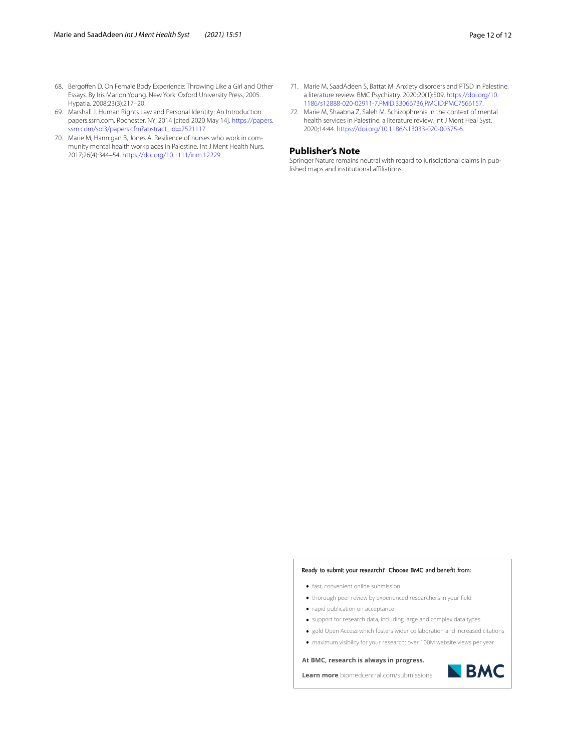68. Bergoffen D. On Female Body Experience: Throwing Like a Girl and Other Essays. By Iris Marion Young. New York: Oxford University Press, 2005. Hypatia. 2008;23(3):217–20.
69. Marshall J. Human Rights Law and Personal Identity: An Introduction. papers.ssrn.com. Rochester, NY; 2014 [cited 2020 May 14]. https://papers.ssrn.com/sol3/papers.cfm?abstract_id=2521117
70. Marie M, Hannigan B, Jones A. Resilience of nurses who work in community mental health workplaces in Palestine. Int J Ment Health Nurs. 2017;26(4):344–54. https://doi.org/10.1111/inm.12229.
71. Marie M, SaadAdeen S, Battat M. Anxiety disorders and PTSD in Palestine: a literature review. BMC Psychiatry. 2020;20(1):509. https://doi.org/10.1186/s12888-020-02911-7.PMID:33066736;PMCID:PMC7566157.
72. Marie M, Shaabna Z, Saleh M. Schizophrenia in the context of mental health services in Palestine: a literature review. Int J Ment Heal Syst. 2020;14:44. https://doi.org/10.1186/s13033-020-00375-6.

## Publisher's Note

Springer Nature remains neutral with regard to jurisdictional claims in published maps and institutional affiliations.

Ready to submit your research? Choose BMC and benefit from:

- fast, convenient online submission
- thorough peer review by experienced researchers in your field
- rapid publication on acceptance
- support for research data, including large and complex data types
- gold Open Access which fosters wider collaboration and increased citations
- maximum visibility for your research: over 100M website views per year

**At BMC, research is always in progress.**

**Learn more** biomedcentral.com/submissions

BMC